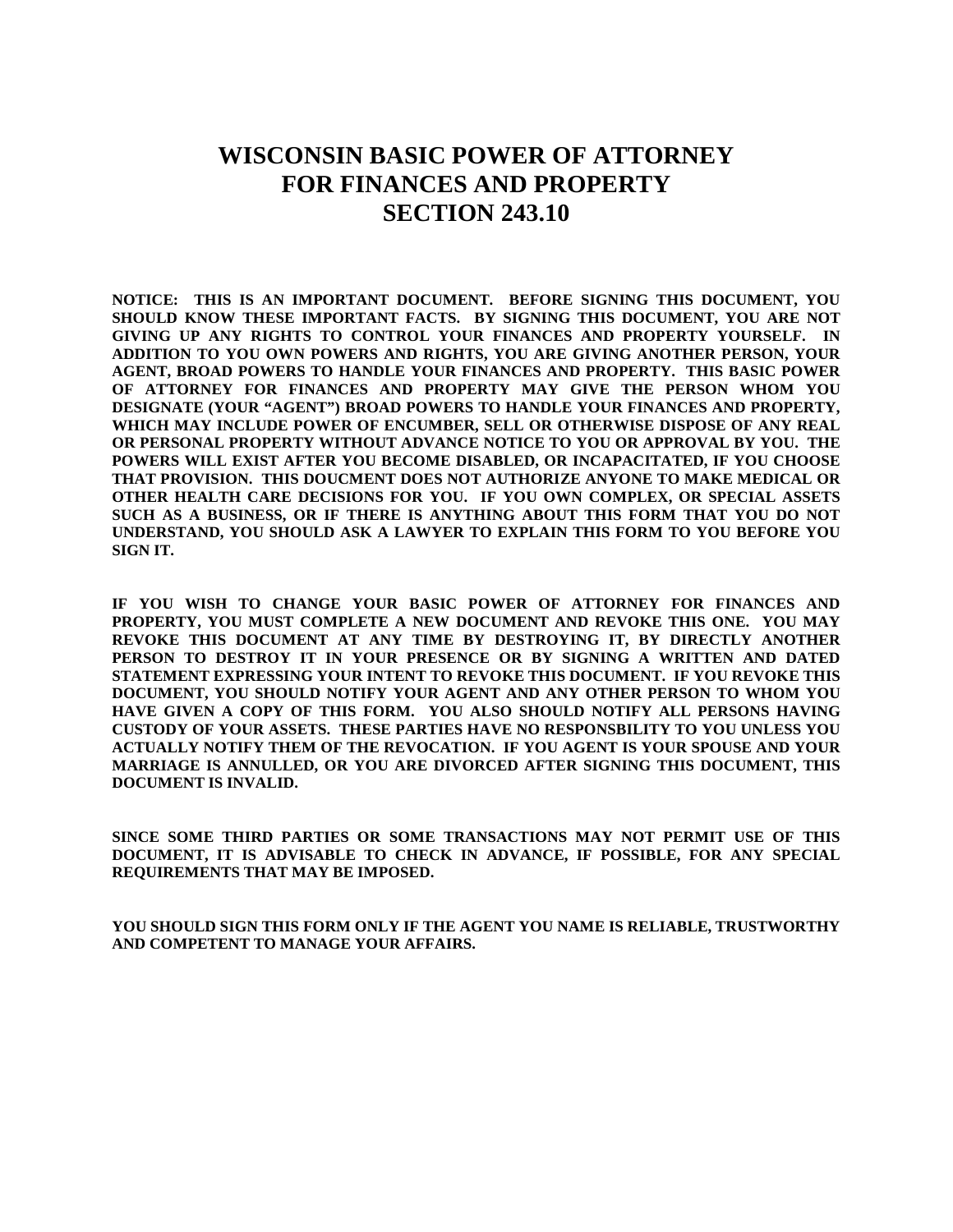# WISCONSIN BASIC POWER OF ATTORNEY FOR FINANCES AND PROPERTY SECTION 243.10

**NOTICE: THIS IS AN IMPORTANT DOCUMENT. BEFORE SIGNING THIS DOCUMENT, YOU SHOULD KNOW THESE IMPORTANT FACTS. BY SIGNING THIS DOCUMENT, YOU ARE NOT GIVING UP ANY RIGHTS TO CONTROL YOUR FINANCES AND PROPERTY YOURSELF. IN ADDITION TO YOU OWN POWERS AND RIGHTS, YOU ARE GIVING ANOTHER PERSON, YOUR AGENT, BROAD POWERS TO HANDLE YOUR FINANCES AND PROPERTY. THIS BASIC POWER OF ATTORNEY FOR FINANCES AND PROPERTY MAY GIVE THE PERSON WHOM YOU DESIGNATE (YOUR "AGENT") BROAD POWERS TO HANDLE YOUR FINANCES AND PROPERTY, WHICH MAY INCLUDE POWER OF ENCUMBER, SELL OR OTHERWISE DISPOSE OF ANY REAL OR PERSONAL PROPERTY WITHOUT ADVANCE NOTICE TO YOU OR APPROVAL BY YOU. THE POWERS WILL EXIST AFTER YOU BECOME DISABLED, OR INCAPACITATED, IF YOU CHOOSE THAT PROVISION. THIS DOUCMENT DOES NOT AUTHORIZE ANYONE TO MAKE MEDICAL OR OTHER HEALTH CARE DECISIONS FOR YOU. IF YOU OWN COMPLEX, OR SPECIAL ASSETS SUCH AS A BUSINESS, OR IF THERE IS ANYTHING ABOUT THIS FORM THAT YOU DO NOT UNDERSTAND, YOU SHOULD ASK A LAWYER TO EXPLAIN THIS FORM TO YOU BEFORE YOU SIGN IT.**

**IF YOU WISH TO CHANGE YOUR BASIC POWER OF ATTORNEY FOR FINANCES AND PROPERTY, YOU MUST COMPLETE A NEW DOCUMENT AND REVOKE THIS ONE. YOU MAY REVOKE THIS DOCUMENT AT ANY TIME BY DESTROYING IT, BY DIRECTLY ANOTHER PERSON TO DESTROY IT IN YOUR PRESENCE OR BY SIGNING A WRITTEN AND DATED STATEMENT EXPRESSING YOUR INTENT TO REVOKE THIS DOCUMENT. IF YOU REVOKE THIS DOCUMENT, YOU SHOULD NOTIFY YOUR AGENT AND ANY OTHER PERSON TO WHOM YOU HAVE GIVEN A COPY OF THIS FORM. YOU ALSO SHOULD NOTIFY ALL PERSONS HAVING CUSTODY OF YOUR ASSETS. THESE PARTIES HAVE NO RESPONSBILITY TO YOU UNLESS YOU ACTUALLY NOTIFY THEM OF THE REVOCATION. IF YOU AGENT IS YOUR SPOUSE AND YOUR MARRIAGE IS ANNULLED, OR YOU ARE DIVORCED AFTER SIGNING THIS DOCUMENT, THIS DOCUMENT IS INVALID.**

**SINCE SOME THIRD PARTIES OR SOME TRANSACTIONS MAY NOT PERMIT USE OF THIS DOCUMENT, IT IS ADVISABLE TO CHECK IN ADVANCE, IF POSSIBLE, FOR ANY SPECIAL REQUIREMENTS THAT MAY BE IMPOSED.**

**YOU SHOULD SIGN THIS FORM ONLY IF THE AGENT YOU NAME IS RELIABLE, TRUSTWORTHY AND COMPETENT TO MANAGE YOUR AFFAIRS.**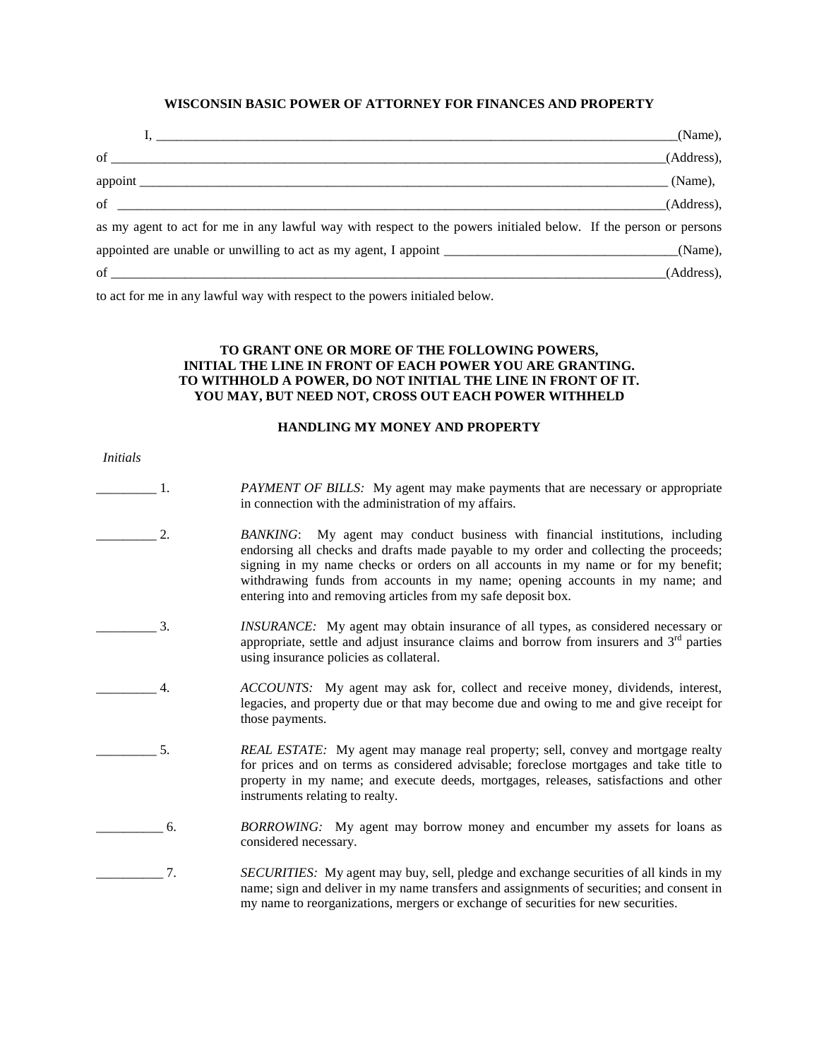## WISCONSIN BASIC POWER OF ATTORNEY FOR FINANCES AND PROPERTY

I, ______________________________________________________________________________(Name),

of ___________________________________________________________________________________(Address),

appoint _______________________________________________________________________________ (Name),

of ___________________________________________________________________________________(Address),

as my agent to act for me in any lawful way with respect to the powers initialed below. If the person or persons appointed are unable or unwilling to act as my agent, I appoint __________________________________(Name),

of ___________________________________________________________________________________(Address),

to act for me in any lawful way with respect to the powers initialed below.

**TO GRANT ONE OR MORE OF THE FOLLOWING POWERS,**
**INITIAL THE LINE IN FRONT OF EACH POWER YOU ARE GRANTING.**
**TO WITHHOLD A POWER, DO NOT INITIAL THE LINE IN FRONT OF IT.**
**YOU MAY, BUT NEED NOT, CROSS OUT EACH POWER WITHHELD**

### HANDLING MY MONEY AND PROPERTY

*Initials*

_________ 1. *PAYMENT OF BILLS:* My agent may make payments that are necessary or appropriate in connection with the administration of my affairs.

_________ 2. *BANKING*: My agent may conduct business with financial institutions, including endorsing all checks and drafts made payable to my order and collecting the proceeds; signing in my name checks or orders on all accounts in my name or for my benefit; withdrawing funds from accounts in my name; opening accounts in my name; and entering into and removing articles from my safe deposit box.

_________ 3. *INSURANCE:* My agent may obtain insurance of all types, as considered necessary or appropriate, settle and adjust insurance claims and borrow from insurers and 3rd parties using insurance policies as collateral.

_________ 4. *ACCOUNTS:* My agent may ask for, collect and receive money, dividends, interest, legacies, and property due or that may become due and owing to me and give receipt for those payments.

_________ 5. *REAL ESTATE:* My agent may manage real property; sell, convey and mortgage realty for prices and on terms as considered advisable; foreclose mortgages and take title to property in my name; and execute deeds, mortgages, releases, satisfactions and other instruments relating to realty.

__________ 6. *BORROWING:* My agent may borrow money and encumber my assets for loans as considered necessary.

__________ 7. *SECURITIES:* My agent may buy, sell, pledge and exchange securities of all kinds in my name; sign and deliver in my name transfers and assignments of securities; and consent in my name to reorganizations, mergers or exchange of securities for new securities.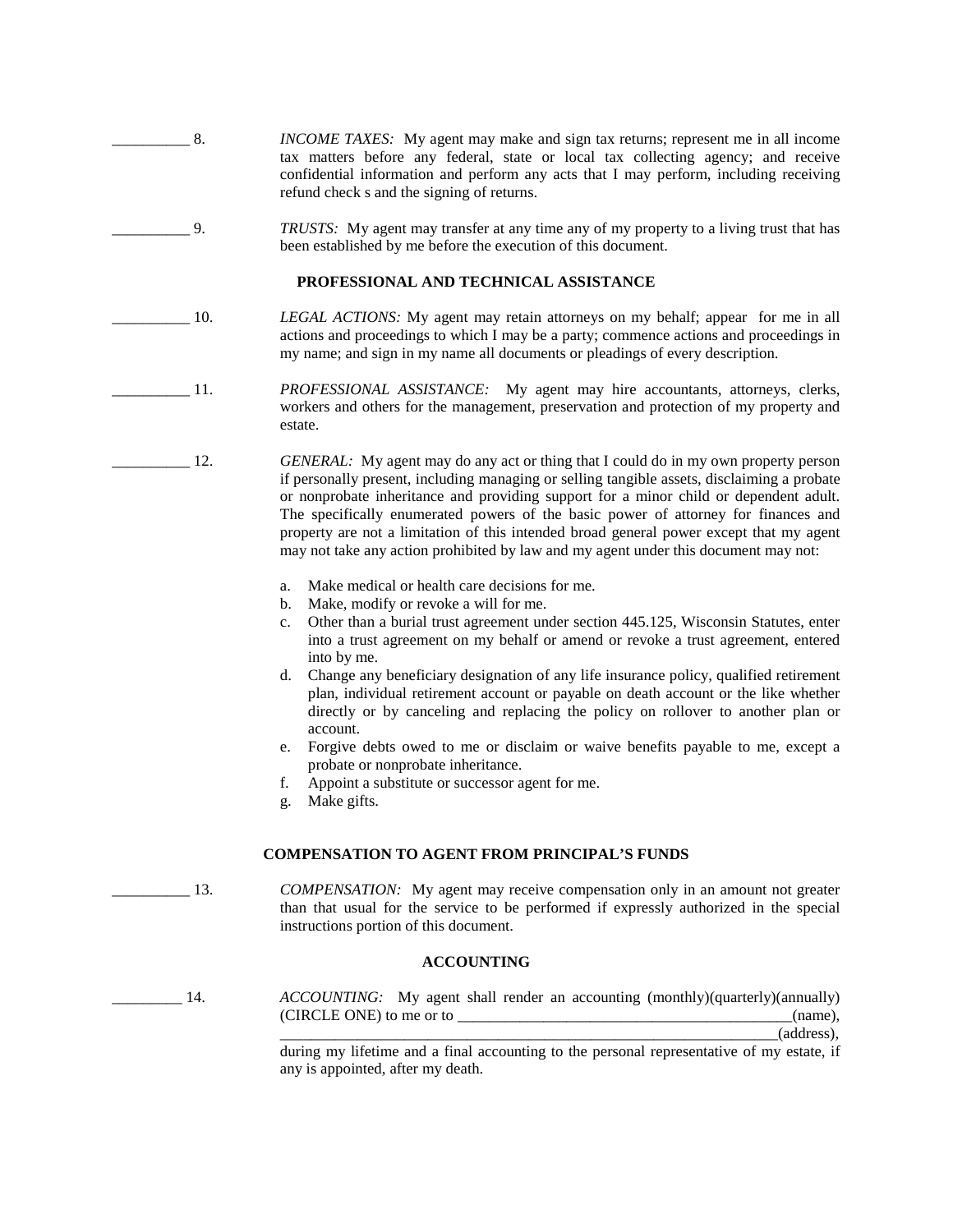__________ 8. *INCOME TAXES:* My agent may make and sign tax returns; represent me in all income tax matters before any federal, state or local tax collecting agency; and receive confidential information and perform any acts that I may perform, including receiving refund check s and the signing of returns.

__________ 9. *TRUSTS:* My agent may transfer at any time any of my property to a living trust that has been established by me before the execution of this document.

**PROFESSIONAL AND TECHNICAL ASSISTANCE**

__________ 10. *LEGAL ACTIONS:* My agent may retain attorneys on my behalf; appear for me in all actions and proceedings to which I may be a party; commence actions and proceedings in my name; and sign in my name all documents or pleadings of every description.

__________ 11. *PROFESSIONAL ASSISTANCE:* My agent may hire accountants, attorneys, clerks, workers and others for the management, preservation and protection of my property and estate.

__________ 12. *GENERAL:* My agent may do any act or thing that I could do in my own property person if personally present, including managing or selling tangible assets, disclaiming a probate or nonprobate inheritance and providing support for a minor child or dependent adult. The specifically enumerated powers of the basic power of attorney for finances and property are not a limitation of this intended broad general power except that my agent may not take any action prohibited by law and my agent under this document may not:

a. Make medical or health care decisions for me.
b. Make, modify or revoke a will for me.
c. Other than a burial trust agreement under section 445.125, Wisconsin Statutes, enter into a trust agreement on my behalf or amend or revoke a trust agreement, entered into by me.
d. Change any beneficiary designation of any life insurance policy, qualified retirement plan, individual retirement account or payable on death account or the like whether directly or by canceling and replacing the policy on rollover to another plan or account.
e. Forgive debts owed to me or disclaim or waive benefits payable to me, except a probate or nonprobate inheritance.
f. Appoint a substitute or successor agent for me.
g. Make gifts.

**COMPENSATION TO AGENT FROM PRINCIPAL'S FUNDS**

__________ 13. *COMPENSATION:* My agent may receive compensation only in an amount not greater than that usual for the service to be performed if expressly authorized in the special instructions portion of this document.

**ACCOUNTING**

_________ 14. *ACCOUNTING:* My agent shall render an accounting (monthly)(quarterly)(annually) (CIRCLE ONE) to me or to ____________________________________________(name), ________________________________________________________________(address), during my lifetime and a final accounting to the personal representative of my estate, if any is appointed, after my death.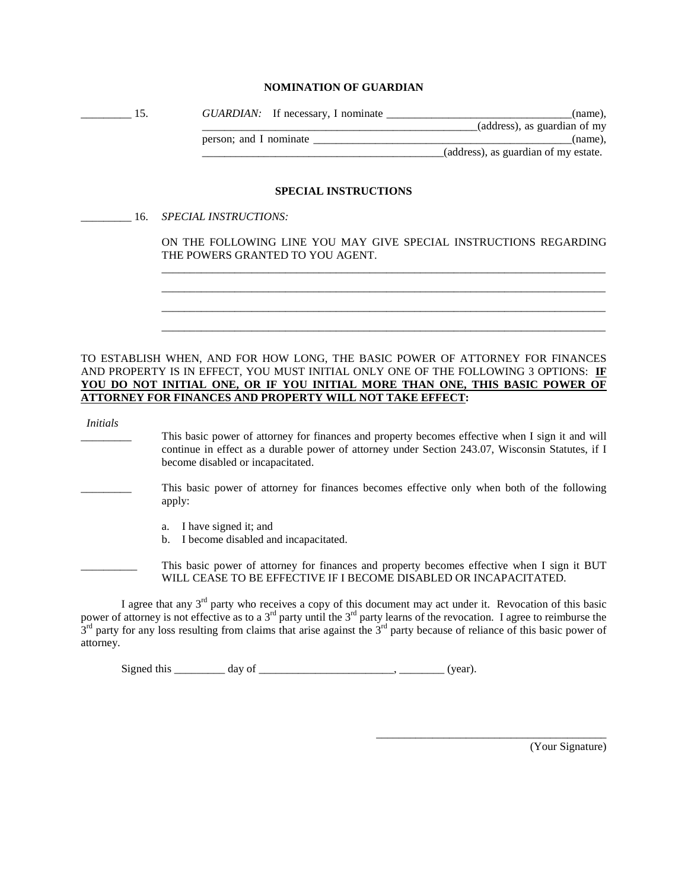## NOMINATION OF GUARDIAN

_________ 15. *GUARDIAN:* If necessary, I nominate _________________________________(name), __________________________________________________(address), as guardian of my person; and I nominate _________________________________________________(name), ___________________________________________(address), as guardian of my estate.

## SPECIAL INSTRUCTIONS

_________ 16. *SPECIAL INSTRUCTIONS:*

ON THE FOLLOWING LINE YOU MAY GIVE SPECIAL INSTRUCTIONS REGARDING THE POWERS GRANTED TO YOU AGENT.

_______________________________________________________________________________

_______________________________________________________________________________

_______________________________________________________________________________

_______________________________________________________________________________

TO ESTABLISH WHEN, AND FOR HOW LONG, THE BASIC POWER OF ATTORNEY FOR FINANCES AND PROPERTY IS IN EFFECT, YOU MUST INITIAL ONLY ONE OF THE FOLLOWING 3 OPTIONS: **IF YOU DO NOT INITIAL ONE, OR IF YOU INITIAL MORE THAN ONE, THIS BASIC POWER OF ATTORNEY FOR FINANCES AND PROPERTY WILL NOT TAKE EFFECT:**

*Initials*

_________ This basic power of attorney for finances and property becomes effective when I sign it and will continue in effect as a durable power of attorney under Section 243.07, Wisconsin Statutes, if I become disabled or incapacitated.

_________ This basic power of attorney for finances becomes effective only when both of the following apply:

a. I have signed it; and
b. I become disabled and incapacitated.

__________ This basic power of attorney for finances and property becomes effective when I sign it BUT WILL CEASE TO BE EFFECTIVE IF I BECOME DISABLED OR INCAPACITATED.

I agree that any 3rd party who receives a copy of this document may act under it. Revocation of this basic power of attorney is not effective as to a 3rd party until the 3rd party learns of the revocation. I agree to reimburse the 3rd party for any loss resulting from claims that arise against the 3rd party because of reliance of this basic power of attorney.

Signed this _________ day of ________________________, ________ (year).

_________________________________________
(Your Signature)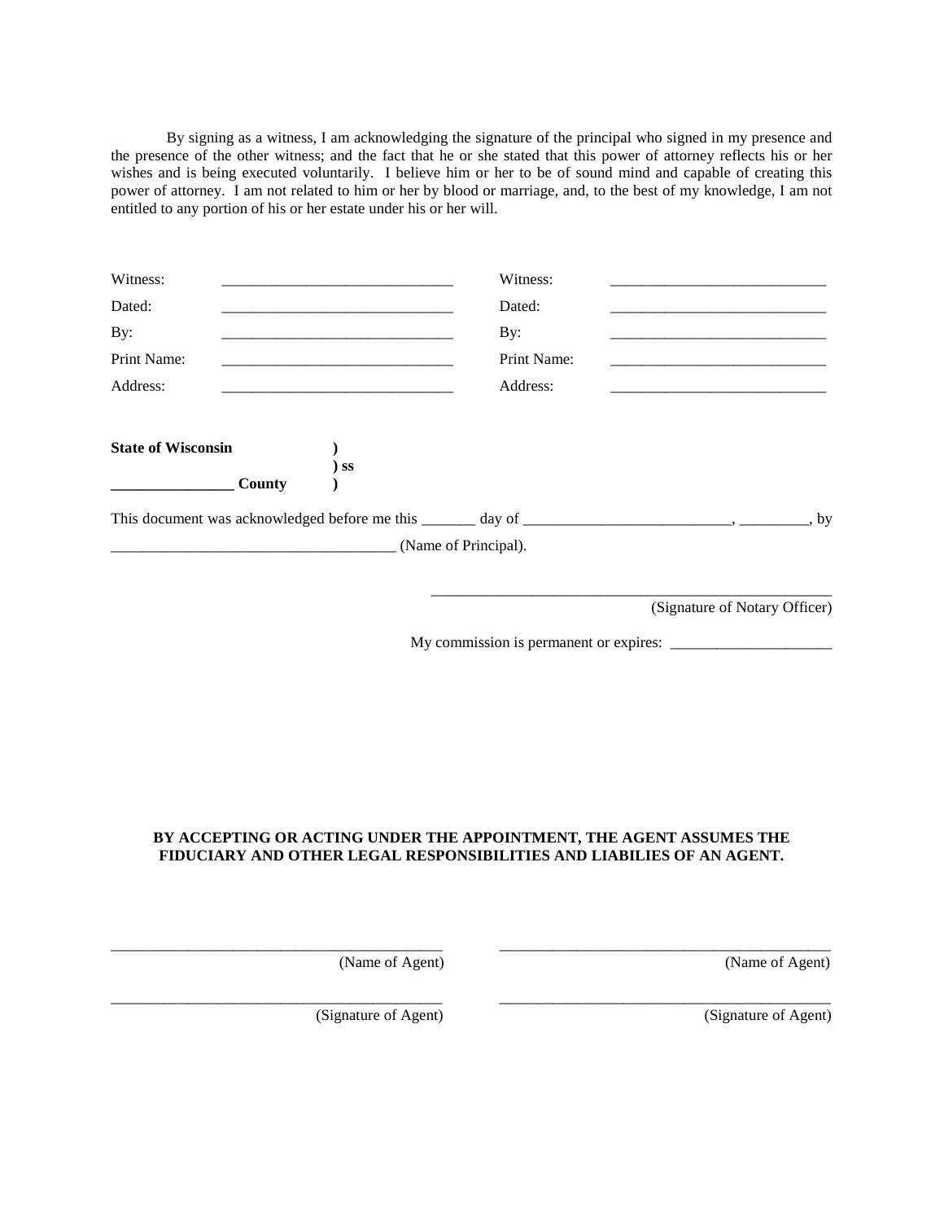By signing as a witness, I am acknowledging the signature of the principal who signed in my presence and the presence of the other witness; and the fact that he or she stated that this power of attorney reflects his or her wishes and is being executed voluntarily. I believe him or her to be of sound mind and capable of creating this power of attorney. I am not related to him or her by blood or marriage, and, to the best of my knowledge, I am not entitled to any portion of his or her estate under his or her will.

| | | | |
|---|---|---|---|
| Witness: | ______________________________ | Witness: | ____________________________ |
| Dated: | ______________________________ | Dated: | ____________________________ |
| By: | ______________________________ | By: | ____________________________ |
| Print Name: | ______________________________ | Print Name: | ____________________________ |
| Address: | ______________________________ | Address: | ____________________________ |

**State of Wisconsin** )
) **ss**
**________________ County** )

This document was acknowledged before me this _______ day of ___________________________, _________, by _____________________________________ (Name of Principal).

_____________________________________________________
(Signature of Notary Officer)

My commission is permanent or expires: _____________________

**BY ACCEPTING OR ACTING UNDER THE APPOINTMENT, THE AGENT ASSUMES THE FIDUCIARY AND OTHER LEGAL RESPONSIBILITIES AND LIABILIES OF AN AGENT.**

| | |
|---|---|
| ____________________________________________ (Name of Agent) | ____________________________________________ (Name of Agent) |
| ____________________________________________ (Signature of Agent) | ____________________________________________ (Signature of Agent) |